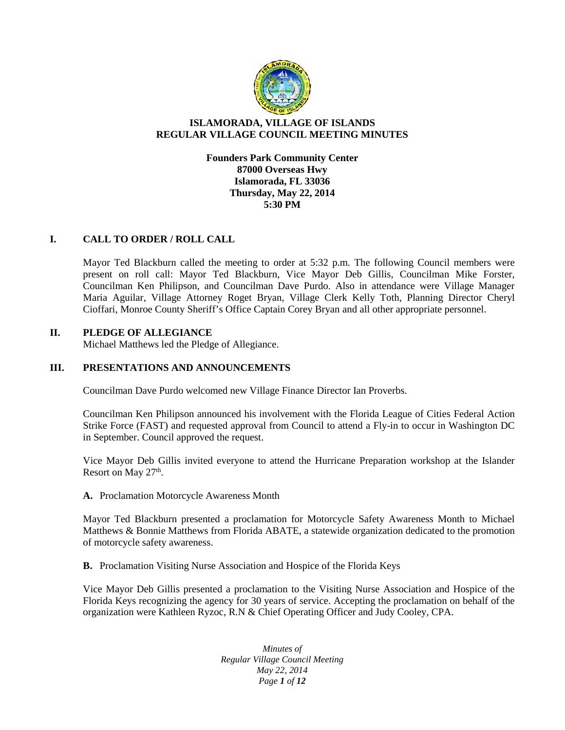# ISLAMORADA, VILLAGE OF ISLANDS
# REGULAR VILLAGE COUNCIL MEETING MINUTES

**Founders Park Community Center**
**87000 Overseas Hwy**
**Islamorada, FL 33036**
**Thursday, May 22, 2014**
**5:30 PM**

## I. CALL TO ORDER / ROLL CALL

Mayor Ted Blackburn called the meeting to order at 5:32 p.m. The following Council members were present on roll call: Mayor Ted Blackburn, Vice Mayor Deb Gillis, Councilman Mike Forster, Councilman Ken Philipson, and Councilman Dave Purdo. Also in attendance were Village Manager Maria Aguilar, Village Attorney Roget Bryan, Village Clerk Kelly Toth, Planning Director Cheryl Cioffari, Monroe County Sheriff's Office Captain Corey Bryan and all other appropriate personnel.

## II. PLEDGE OF ALLEGIANCE

Michael Matthews led the Pledge of Allegiance.

## III. PRESENTATIONS AND ANNOUNCEMENTS

Councilman Dave Purdo welcomed new Village Finance Director Ian Proverbs.

Councilman Ken Philipson announced his involvement with the Florida League of Cities Federal Action Strike Force (FAST) and requested approval from Council to attend a Fly-in to occur in Washington DC in September. Council approved the request.

Vice Mayor Deb Gillis invited everyone to attend the Hurricane Preparation workshop at the Islander Resort on May 27th.

**A.** Proclamation Motorcycle Awareness Month

Mayor Ted Blackburn presented a proclamation for Motorcycle Safety Awareness Month to Michael Matthews & Bonnie Matthews from Florida ABATE, a statewide organization dedicated to the promotion of motorcycle safety awareness.

**B.** Proclamation Visiting Nurse Association and Hospice of the Florida Keys

Vice Mayor Deb Gillis presented a proclamation to the Visiting Nurse Association and Hospice of the Florida Keys recognizing the agency for 30 years of service. Accepting the proclamation on behalf of the organization were Kathleen Ryzoc, R.N & Chief Operating Officer and Judy Cooley, CPA.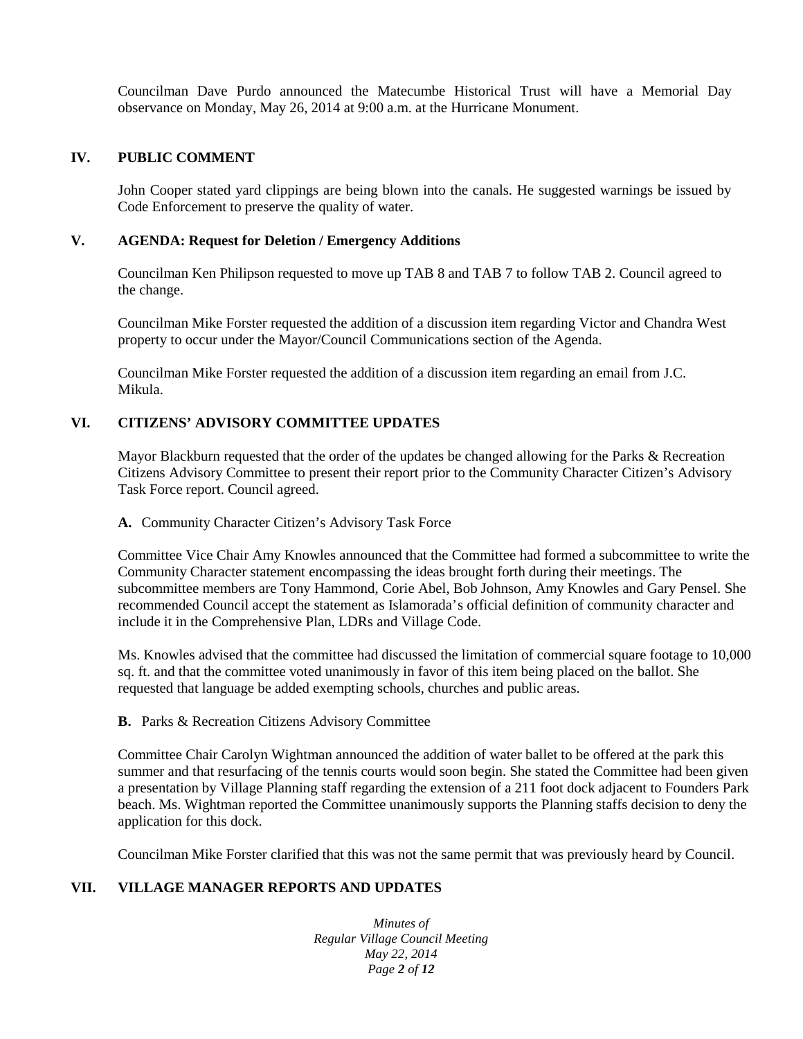Councilman Dave Purdo announced the Matecumbe Historical Trust will have a Memorial Day observance on Monday, May 26, 2014 at 9:00 a.m. at the Hurricane Monument.

## IV. PUBLIC COMMENT

John Cooper stated yard clippings are being blown into the canals. He suggested warnings be issued by Code Enforcement to preserve the quality of water.

## V. AGENDA: Request for Deletion / Emergency Additions

Councilman Ken Philipson requested to move up TAB 8 and TAB 7 to follow TAB 2. Council agreed to the change.

Councilman Mike Forster requested the addition of a discussion item regarding Victor and Chandra West property to occur under the Mayor/Council Communications section of the Agenda.

Councilman Mike Forster requested the addition of a discussion item regarding an email from J.C. Mikula.

## VI. CITIZENS' ADVISORY COMMITTEE UPDATES

Mayor Blackburn requested that the order of the updates be changed allowing for the Parks & Recreation Citizens Advisory Committee to present their report prior to the Community Character Citizen's Advisory Task Force report. Council agreed.

**A.** Community Character Citizen's Advisory Task Force

Committee Vice Chair Amy Knowles announced that the Committee had formed a subcommittee to write the Community Character statement encompassing the ideas brought forth during their meetings. The subcommittee members are Tony Hammond, Corie Abel, Bob Johnson, Amy Knowles and Gary Pensel. She recommended Council accept the statement as Islamorada's official definition of community character and include it in the Comprehensive Plan, LDRs and Village Code.

Ms. Knowles advised that the committee had discussed the limitation of commercial square footage to 10,000 sq. ft. and that the committee voted unanimously in favor of this item being placed on the ballot. She requested that language be added exempting schools, churches and public areas.

**B.** Parks & Recreation Citizens Advisory Committee

Committee Chair Carolyn Wightman announced the addition of water ballet to be offered at the park this summer and that resurfacing of the tennis courts would soon begin. She stated the Committee had been given a presentation by Village Planning staff regarding the extension of a 211 foot dock adjacent to Founders Park beach. Ms. Wightman reported the Committee unanimously supports the Planning staffs decision to deny the application for this dock.

Councilman Mike Forster clarified that this was not the same permit that was previously heard by Council.

## VII. VILLAGE MANAGER REPORTS AND UPDATES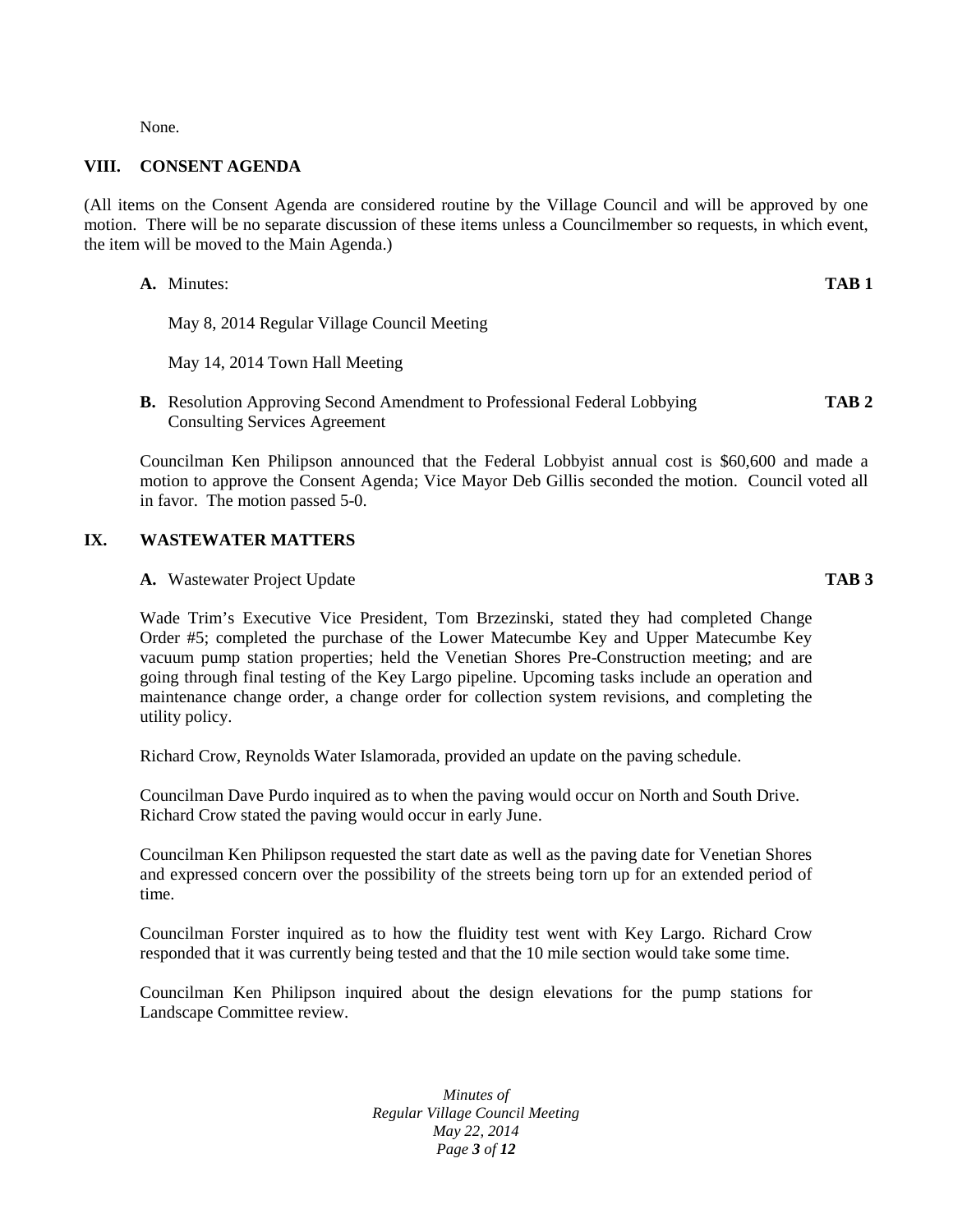None.

## VIII. CONSENT AGENDA

(All items on the Consent Agenda are considered routine by the Village Council and will be approved by one motion. There will be no separate discussion of these items unless a Councilmember so requests, in which event, the item will be moved to the Main Agenda.)

**A.** Minutes: **TAB 1**

May 8, 2014 Regular Village Council Meeting

May 14, 2014 Town Hall Meeting

**B.** Resolution Approving Second Amendment to Professional Federal Lobbying Consulting Services Agreement **TAB 2**

Councilman Ken Philipson announced that the Federal Lobbyist annual cost is $60,600 and made a motion to approve the Consent Agenda; Vice Mayor Deb Gillis seconded the motion. Council voted all in favor. The motion passed 5-0.

## IX. WASTEWATER MATTERS

**A.** Wastewater Project Update **TAB 3**

Wade Trim's Executive Vice President, Tom Brzezinski, stated they had completed Change Order #5; completed the purchase of the Lower Matecumbe Key and Upper Matecumbe Key vacuum pump station properties; held the Venetian Shores Pre-Construction meeting; and are going through final testing of the Key Largo pipeline. Upcoming tasks include an operation and maintenance change order, a change order for collection system revisions, and completing the utility policy.

Richard Crow, Reynolds Water Islamorada, provided an update on the paving schedule.

Councilman Dave Purdo inquired as to when the paving would occur on North and South Drive. Richard Crow stated the paving would occur in early June.

Councilman Ken Philipson requested the start date as well as the paving date for Venetian Shores and expressed concern over the possibility of the streets being torn up for an extended period of time.

Councilman Forster inquired as to how the fluidity test went with Key Largo. Richard Crow responded that it was currently being tested and that the 10 mile section would take some time.

Councilman Ken Philipson inquired about the design elevations for the pump stations for Landscape Committee review.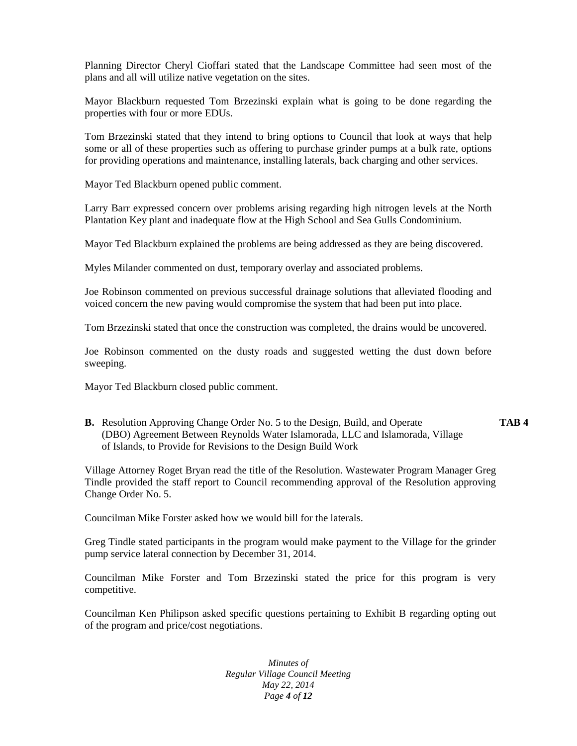Planning Director Cheryl Cioffari stated that the Landscape Committee had seen most of the plans and all will utilize native vegetation on the sites.

Mayor Blackburn requested Tom Brzezinski explain what is going to be done regarding the properties with four or more EDUs.

Tom Brzezinski stated that they intend to bring options to Council that look at ways that help some or all of these properties such as offering to purchase grinder pumps at a bulk rate, options for providing operations and maintenance, installing laterals, back charging and other services.

Mayor Ted Blackburn opened public comment.

Larry Barr expressed concern over problems arising regarding high nitrogen levels at the North Plantation Key plant and inadequate flow at the High School and Sea Gulls Condominium.

Mayor Ted Blackburn explained the problems are being addressed as they are being discovered.

Myles Milander commented on dust, temporary overlay and associated problems.

Joe Robinson commented on previous successful drainage solutions that alleviated flooding and voiced concern the new paving would compromise the system that had been put into place.

Tom Brzezinski stated that once the construction was completed, the drains would be uncovered.

Joe Robinson commented on the dusty roads and suggested wetting the dust down before sweeping.

Mayor Ted Blackburn closed public comment.

**B.** Resolution Approving Change Order No. 5 to the Design, Build, and Operate (DBO) Agreement Between Reynolds Water Islamorada, LLC and Islamorada, Village of Islands, to Provide for Revisions to the Design Build Work **TAB 4**

Village Attorney Roget Bryan read the title of the Resolution. Wastewater Program Manager Greg Tindle provided the staff report to Council recommending approval of the Resolution approving Change Order No. 5.

Councilman Mike Forster asked how we would bill for the laterals.

Greg Tindle stated participants in the program would make payment to the Village for the grinder pump service lateral connection by December 31, 2014.

Councilman Mike Forster and Tom Brzezinski stated the price for this program is very competitive.

Councilman Ken Philipson asked specific questions pertaining to Exhibit B regarding opting out of the program and price/cost negotiations.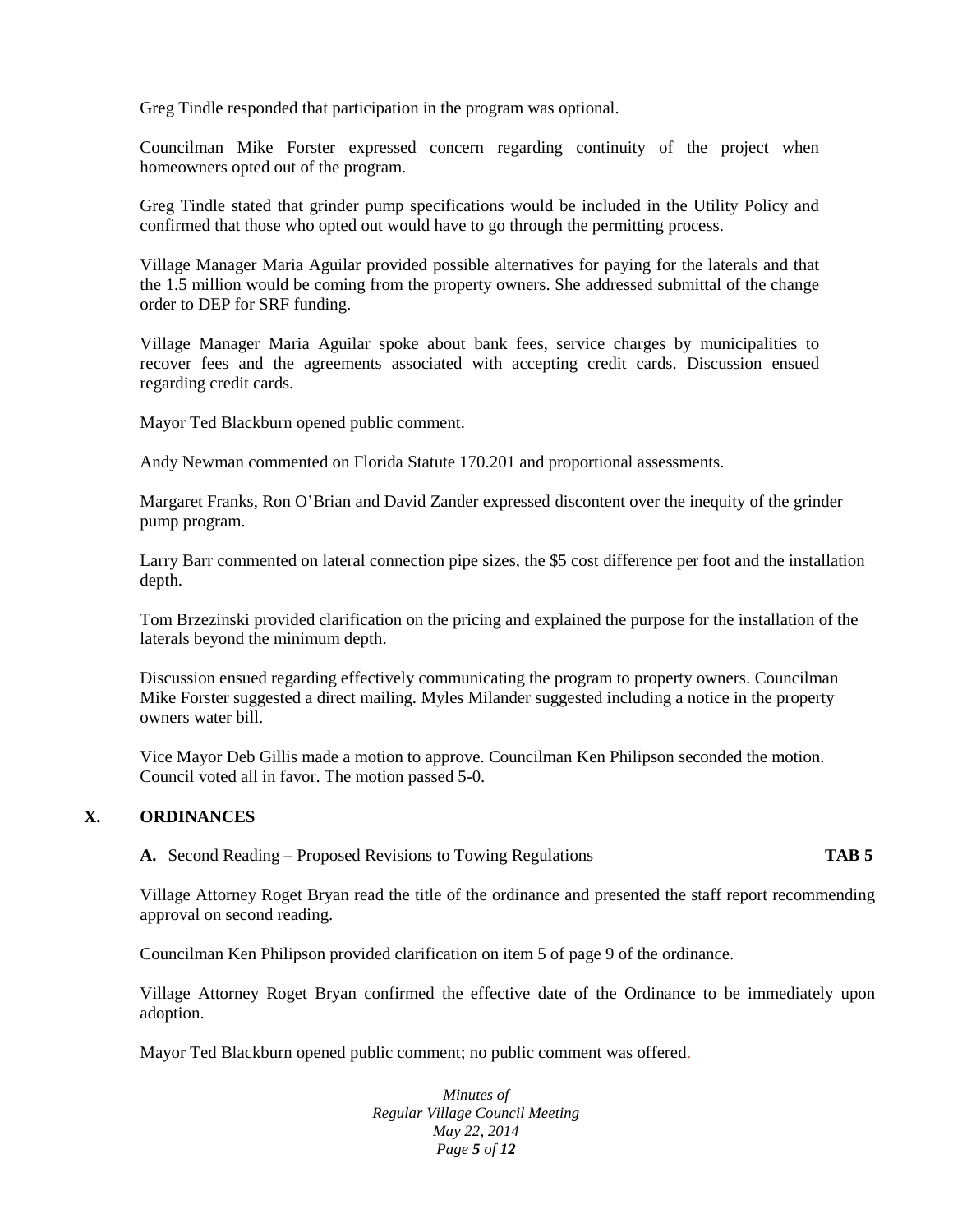Greg Tindle responded that participation in the program was optional.

Councilman Mike Forster expressed concern regarding continuity of the project when homeowners opted out of the program.

Greg Tindle stated that grinder pump specifications would be included in the Utility Policy and confirmed that those who opted out would have to go through the permitting process.

Village Manager Maria Aguilar provided possible alternatives for paying for the laterals and that the 1.5 million would be coming from the property owners. She addressed submittal of the change order to DEP for SRF funding.

Village Manager Maria Aguilar spoke about bank fees, service charges by municipalities to recover fees and the agreements associated with accepting credit cards. Discussion ensued regarding credit cards.

Mayor Ted Blackburn opened public comment.

Andy Newman commented on Florida Statute 170.201 and proportional assessments.

Margaret Franks, Ron O'Brian and David Zander expressed discontent over the inequity of the grinder pump program.

Larry Barr commented on lateral connection pipe sizes, the $5 cost difference per foot and the installation depth.

Tom Brzezinski provided clarification on the pricing and explained the purpose for the installation of the laterals beyond the minimum depth.

Discussion ensued regarding effectively communicating the program to property owners. Councilman Mike Forster suggested a direct mailing. Myles Milander suggested including a notice in the property owners water bill.

Vice Mayor Deb Gillis made a motion to approve. Councilman Ken Philipson seconded the motion. Council voted all in favor. The motion passed 5-0.

## X. ORDINANCES

**A.** Second Reading – Proposed Revisions to Towing Regulations **TAB 5**

Village Attorney Roget Bryan read the title of the ordinance and presented the staff report recommending approval on second reading.

Councilman Ken Philipson provided clarification on item 5 of page 9 of the ordinance.

Village Attorney Roget Bryan confirmed the effective date of the Ordinance to be immediately upon adoption.

Mayor Ted Blackburn opened public comment; no public comment was offered.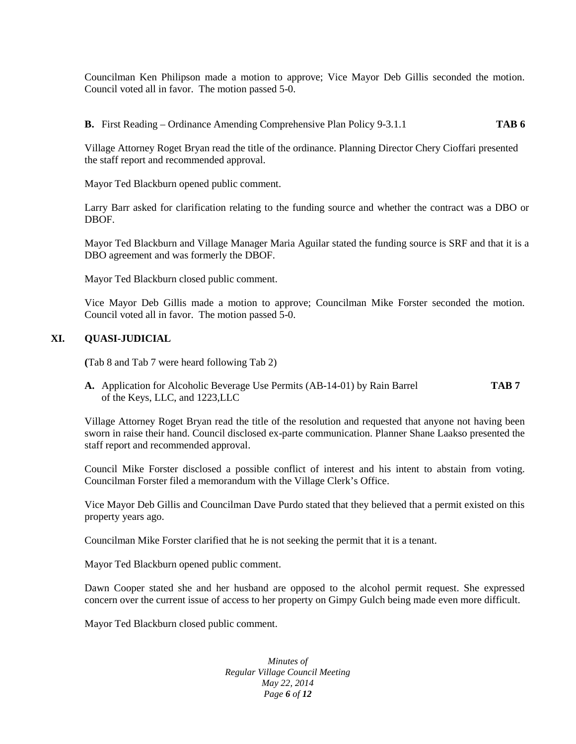Councilman Ken Philipson made a motion to approve; Vice Mayor Deb Gillis seconded the motion. Council voted all in favor. The motion passed 5-0.

**B.** First Reading – Ordinance Amending Comprehensive Plan Policy 9-3.1.1 **TAB 6**

Village Attorney Roget Bryan read the title of the ordinance. Planning Director Chery Cioffari presented the staff report and recommended approval.

Mayor Ted Blackburn opened public comment.

Larry Barr asked for clarification relating to the funding source and whether the contract was a DBO or DBOF.

Mayor Ted Blackburn and Village Manager Maria Aguilar stated the funding source is SRF and that it is a DBO agreement and was formerly the DBOF.

Mayor Ted Blackburn closed public comment.

Vice Mayor Deb Gillis made a motion to approve; Councilman Mike Forster seconded the motion. Council voted all in favor. The motion passed 5-0.

## XI. QUASI-JUDICIAL

**(**Tab 8 and Tab 7 were heard following Tab 2)

**A.** Application for Alcoholic Beverage Use Permits (AB-14-01) by Rain Barrel of the Keys, LLC, and 1223,LLC **TAB 7**

Village Attorney Roget Bryan read the title of the resolution and requested that anyone not having been sworn in raise their hand. Council disclosed ex-parte communication. Planner Shane Laakso presented the staff report and recommended approval.

Council Mike Forster disclosed a possible conflict of interest and his intent to abstain from voting. Councilman Forster filed a memorandum with the Village Clerk's Office.

Vice Mayor Deb Gillis and Councilman Dave Purdo stated that they believed that a permit existed on this property years ago.

Councilman Mike Forster clarified that he is not seeking the permit that it is a tenant.

Mayor Ted Blackburn opened public comment.

Dawn Cooper stated she and her husband are opposed to the alcohol permit request. She expressed concern over the current issue of access to her property on Gimpy Gulch being made even more difficult.

Mayor Ted Blackburn closed public comment.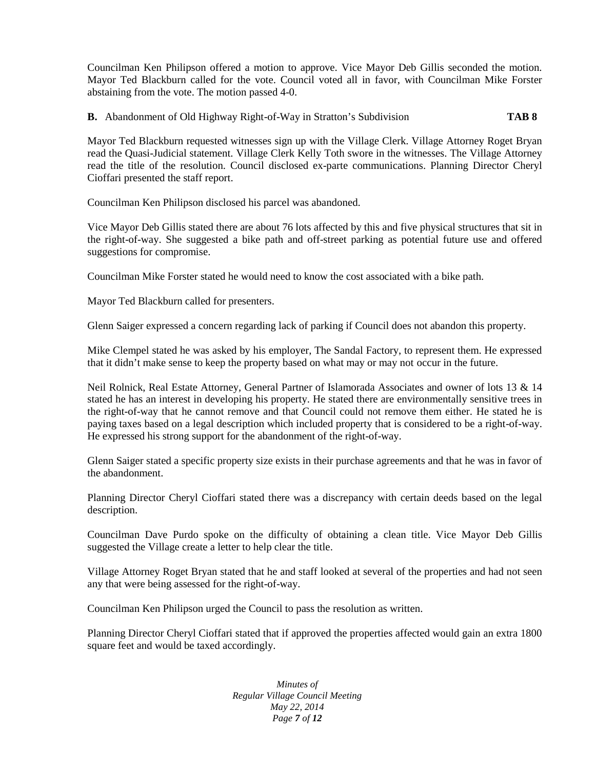Councilman Ken Philipson offered a motion to approve. Vice Mayor Deb Gillis seconded the motion. Mayor Ted Blackburn called for the vote. Council voted all in favor, with Councilman Mike Forster abstaining from the vote. The motion passed 4-0.

**B.** Abandonment of Old Highway Right-of-Way in Stratton's Subdivision **TAB 8**

Mayor Ted Blackburn requested witnesses sign up with the Village Clerk. Village Attorney Roget Bryan read the Quasi-Judicial statement. Village Clerk Kelly Toth swore in the witnesses. The Village Attorney read the title of the resolution. Council disclosed ex-parte communications. Planning Director Cheryl Cioffari presented the staff report.

Councilman Ken Philipson disclosed his parcel was abandoned.

Vice Mayor Deb Gillis stated there are about 76 lots affected by this and five physical structures that sit in the right-of-way. She suggested a bike path and off-street parking as potential future use and offered suggestions for compromise.

Councilman Mike Forster stated he would need to know the cost associated with a bike path.

Mayor Ted Blackburn called for presenters.

Glenn Saiger expressed a concern regarding lack of parking if Council does not abandon this property.

Mike Clempel stated he was asked by his employer, The Sandal Factory, to represent them. He expressed that it didn't make sense to keep the property based on what may or may not occur in the future.

Neil Rolnick, Real Estate Attorney, General Partner of Islamorada Associates and owner of lots 13 & 14 stated he has an interest in developing his property. He stated there are environmentally sensitive trees in the right-of-way that he cannot remove and that Council could not remove them either. He stated he is paying taxes based on a legal description which included property that is considered to be a right-of-way. He expressed his strong support for the abandonment of the right-of-way.

Glenn Saiger stated a specific property size exists in their purchase agreements and that he was in favor of the abandonment.

Planning Director Cheryl Cioffari stated there was a discrepancy with certain deeds based on the legal description.

Councilman Dave Purdo spoke on the difficulty of obtaining a clean title. Vice Mayor Deb Gillis suggested the Village create a letter to help clear the title.

Village Attorney Roget Bryan stated that he and staff looked at several of the properties and had not seen any that were being assessed for the right-of-way.

Councilman Ken Philipson urged the Council to pass the resolution as written.

Planning Director Cheryl Cioffari stated that if approved the properties affected would gain an extra 1800 square feet and would be taxed accordingly.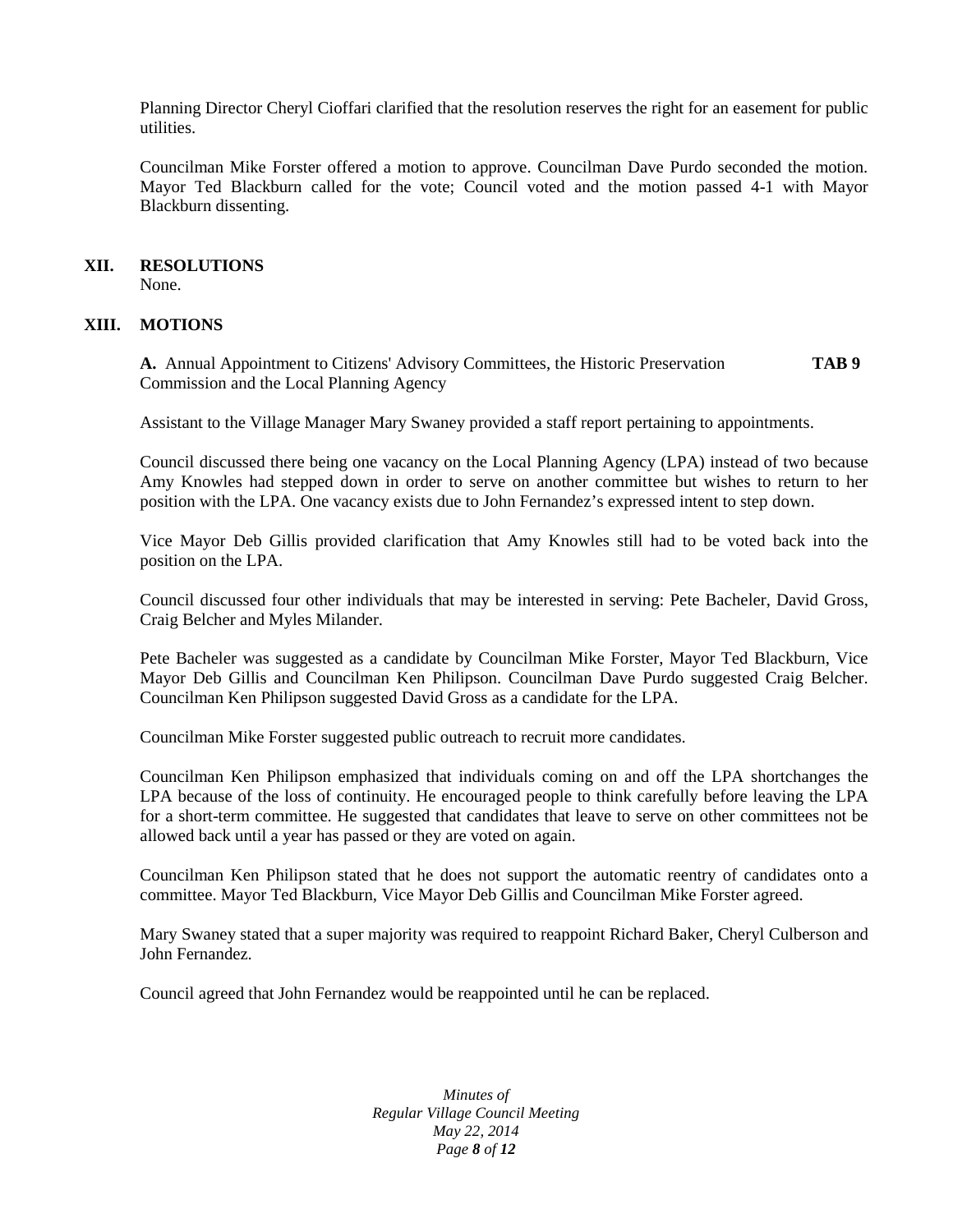Planning Director Cheryl Cioffari clarified that the resolution reserves the right for an easement for public utilities.

Councilman Mike Forster offered a motion to approve. Councilman Dave Purdo seconded the motion. Mayor Ted Blackburn called for the vote; Council voted and the motion passed 4-1 with Mayor Blackburn dissenting.

## XII. RESOLUTIONS

None.

## XIII. MOTIONS

**A.** Annual Appointment to Citizens' Advisory Committees, the Historic Preservation Commission and the Local Planning Agency **TAB 9**

Assistant to the Village Manager Mary Swaney provided a staff report pertaining to appointments.

Council discussed there being one vacancy on the Local Planning Agency (LPA) instead of two because Amy Knowles had stepped down in order to serve on another committee but wishes to return to her position with the LPA. One vacancy exists due to John Fernandez's expressed intent to step down.

Vice Mayor Deb Gillis provided clarification that Amy Knowles still had to be voted back into the position on the LPA.

Council discussed four other individuals that may be interested in serving: Pete Bacheler, David Gross, Craig Belcher and Myles Milander.

Pete Bacheler was suggested as a candidate by Councilman Mike Forster, Mayor Ted Blackburn, Vice Mayor Deb Gillis and Councilman Ken Philipson. Councilman Dave Purdo suggested Craig Belcher. Councilman Ken Philipson suggested David Gross as a candidate for the LPA.

Councilman Mike Forster suggested public outreach to recruit more candidates.

Councilman Ken Philipson emphasized that individuals coming on and off the LPA shortchanges the LPA because of the loss of continuity. He encouraged people to think carefully before leaving the LPA for a short-term committee. He suggested that candidates that leave to serve on other committees not be allowed back until a year has passed or they are voted on again.

Councilman Ken Philipson stated that he does not support the automatic reentry of candidates onto a committee. Mayor Ted Blackburn, Vice Mayor Deb Gillis and Councilman Mike Forster agreed.

Mary Swaney stated that a super majority was required to reappoint Richard Baker, Cheryl Culberson and John Fernandez.

Council agreed that John Fernandez would be reappointed until he can be replaced.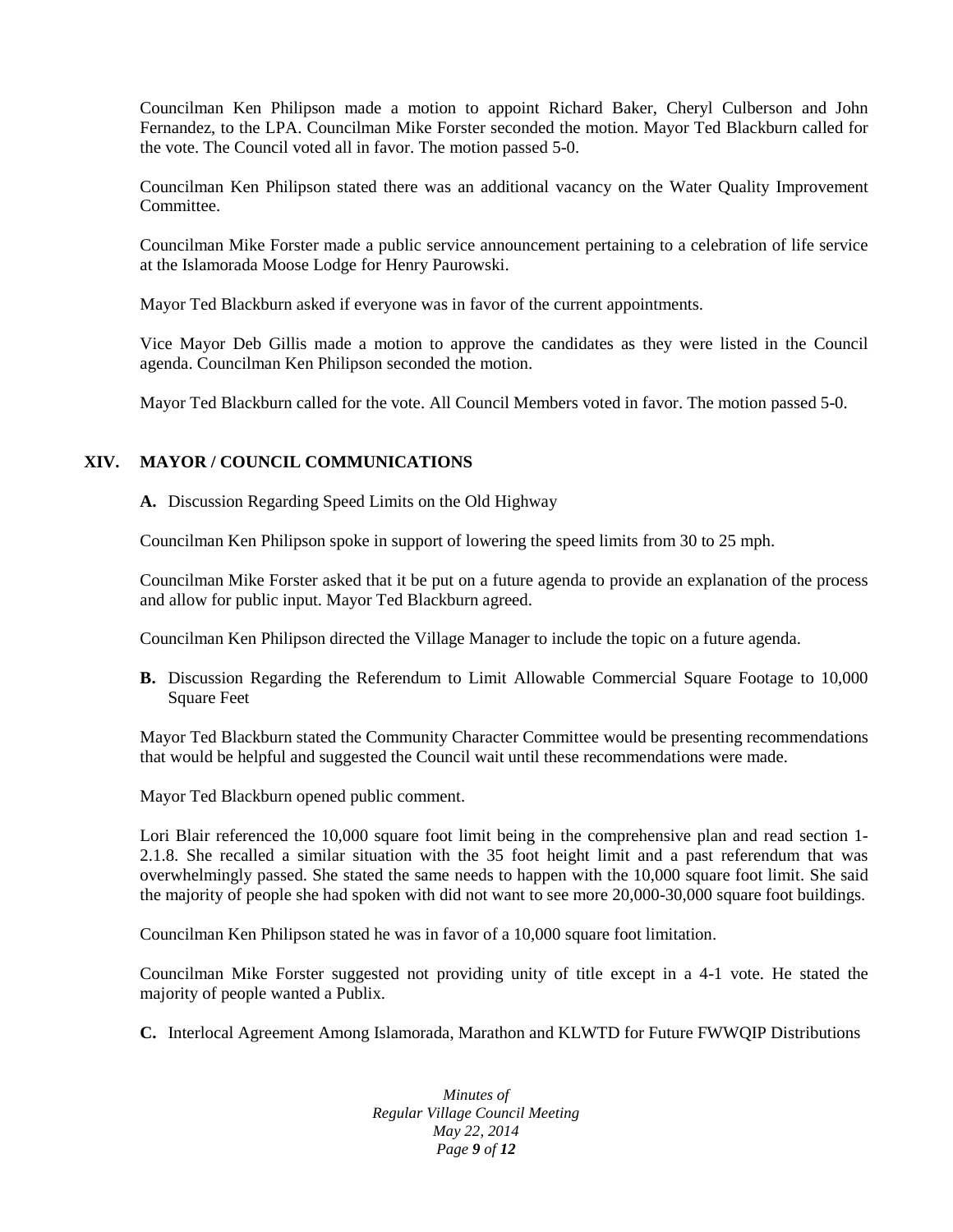Councilman Ken Philipson made a motion to appoint Richard Baker, Cheryl Culberson and John Fernandez, to the LPA. Councilman Mike Forster seconded the motion. Mayor Ted Blackburn called for the vote. The Council voted all in favor. The motion passed 5-0.

Councilman Ken Philipson stated there was an additional vacancy on the Water Quality Improvement Committee.

Councilman Mike Forster made a public service announcement pertaining to a celebration of life service at the Islamorada Moose Lodge for Henry Paurowski.

Mayor Ted Blackburn asked if everyone was in favor of the current appointments.

Vice Mayor Deb Gillis made a motion to approve the candidates as they were listed in the Council agenda. Councilman Ken Philipson seconded the motion.

Mayor Ted Blackburn called for the vote. All Council Members voted in favor. The motion passed 5-0.

## XIV. MAYOR / COUNCIL COMMUNICATIONS

**A.** Discussion Regarding Speed Limits on the Old Highway

Councilman Ken Philipson spoke in support of lowering the speed limits from 30 to 25 mph.

Councilman Mike Forster asked that it be put on a future agenda to provide an explanation of the process and allow for public input. Mayor Ted Blackburn agreed.

Councilman Ken Philipson directed the Village Manager to include the topic on a future agenda.

**B.** Discussion Regarding the Referendum to Limit Allowable Commercial Square Footage to 10,000 Square Feet

Mayor Ted Blackburn stated the Community Character Committee would be presenting recommendations that would be helpful and suggested the Council wait until these recommendations were made.

Mayor Ted Blackburn opened public comment.

Lori Blair referenced the 10,000 square foot limit being in the comprehensive plan and read section 1-2.1.8. She recalled a similar situation with the 35 foot height limit and a past referendum that was overwhelmingly passed. She stated the same needs to happen with the 10,000 square foot limit. She said the majority of people she had spoken with did not want to see more 20,000-30,000 square foot buildings.

Councilman Ken Philipson stated he was in favor of a 10,000 square foot limitation.

Councilman Mike Forster suggested not providing unity of title except in a 4-1 vote. He stated the majority of people wanted a Publix.

**C.** Interlocal Agreement Among Islamorada, Marathon and KLWTD for Future FWWQIP Distributions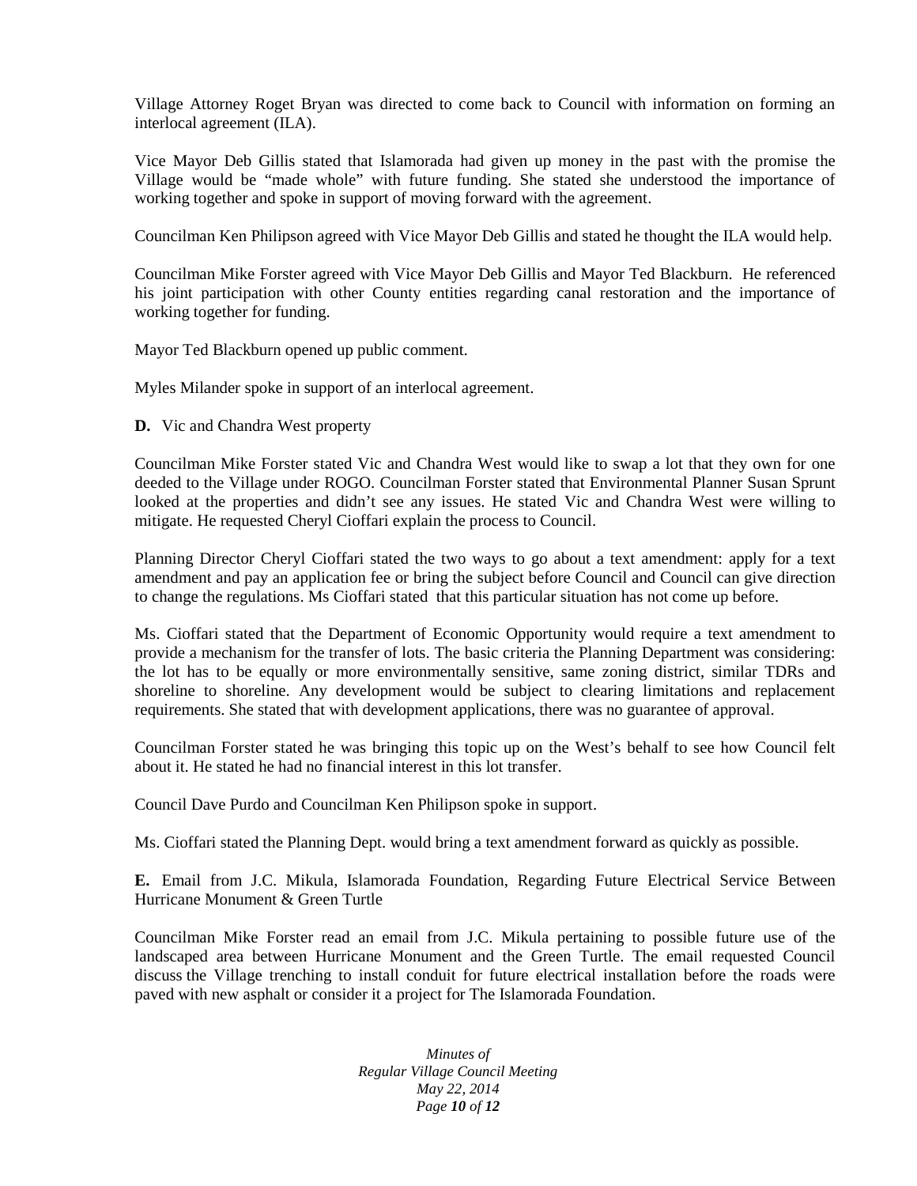Village Attorney Roget Bryan was directed to come back to Council with information on forming an interlocal agreement (ILA).

Vice Mayor Deb Gillis stated that Islamorada had given up money in the past with the promise the Village would be "made whole" with future funding. She stated she understood the importance of working together and spoke in support of moving forward with the agreement.

Councilman Ken Philipson agreed with Vice Mayor Deb Gillis and stated he thought the ILA would help.

Councilman Mike Forster agreed with Vice Mayor Deb Gillis and Mayor Ted Blackburn. He referenced his joint participation with other County entities regarding canal restoration and the importance of working together for funding.

Mayor Ted Blackburn opened up public comment.

Myles Milander spoke in support of an interlocal agreement.

**D.** Vic and Chandra West property

Councilman Mike Forster stated Vic and Chandra West would like to swap a lot that they own for one deeded to the Village under ROGO. Councilman Forster stated that Environmental Planner Susan Sprunt looked at the properties and didn't see any issues. He stated Vic and Chandra West were willing to mitigate. He requested Cheryl Cioffari explain the process to Council.

Planning Director Cheryl Cioffari stated the two ways to go about a text amendment: apply for a text amendment and pay an application fee or bring the subject before Council and Council can give direction to change the regulations. Ms Cioffari stated that this particular situation has not come up before.

Ms. Cioffari stated that the Department of Economic Opportunity would require a text amendment to provide a mechanism for the transfer of lots. The basic criteria the Planning Department was considering: the lot has to be equally or more environmentally sensitive, same zoning district, similar TDRs and shoreline to shoreline. Any development would be subject to clearing limitations and replacement requirements. She stated that with development applications, there was no guarantee of approval.

Councilman Forster stated he was bringing this topic up on the West's behalf to see how Council felt about it. He stated he had no financial interest in this lot transfer.

Council Dave Purdo and Councilman Ken Philipson spoke in support.

Ms. Cioffari stated the Planning Dept. would bring a text amendment forward as quickly as possible.

**E.** Email from J.C. Mikula, Islamorada Foundation, Regarding Future Electrical Service Between Hurricane Monument & Green Turtle

Councilman Mike Forster read an email from J.C. Mikula pertaining to possible future use of the landscaped area between Hurricane Monument and the Green Turtle. The email requested Council discuss the Village trenching to install conduit for future electrical installation before the roads were paved with new asphalt or consider it a project for The Islamorada Foundation.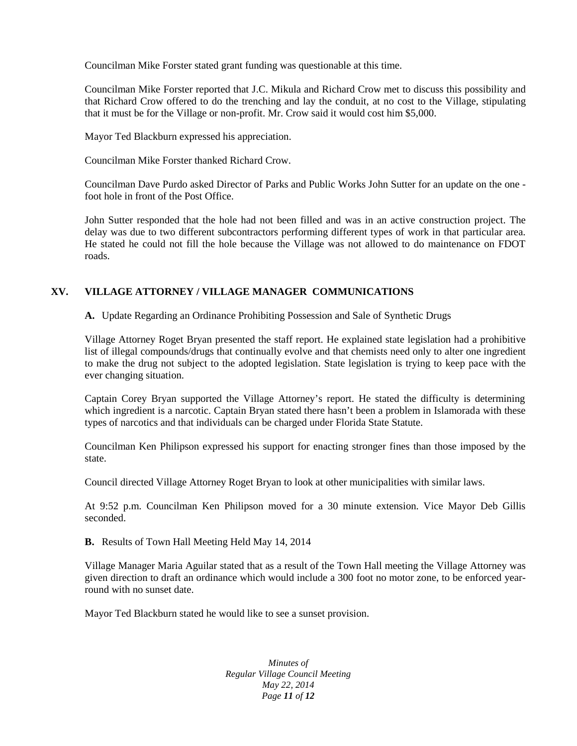Councilman Mike Forster stated grant funding was questionable at this time.

Councilman Mike Forster reported that J.C. Mikula and Richard Crow met to discuss this possibility and that Richard Crow offered to do the trenching and lay the conduit, at no cost to the Village, stipulating that it must be for the Village or non-profit. Mr. Crow said it would cost him $5,000.

Mayor Ted Blackburn expressed his appreciation.

Councilman Mike Forster thanked Richard Crow.

Councilman Dave Purdo asked Director of Parks and Public Works John Sutter for an update on the one - foot hole in front of the Post Office.

John Sutter responded that the hole had not been filled and was in an active construction project. The delay was due to two different subcontractors performing different types of work in that particular area. He stated he could not fill the hole because the Village was not allowed to do maintenance on FDOT roads.

## XV. VILLAGE ATTORNEY / VILLAGE MANAGER COMMUNICATIONS

**A.** Update Regarding an Ordinance Prohibiting Possession and Sale of Synthetic Drugs

Village Attorney Roget Bryan presented the staff report. He explained state legislation had a prohibitive list of illegal compounds/drugs that continually evolve and that chemists need only to alter one ingredient to make the drug not subject to the adopted legislation. State legislation is trying to keep pace with the ever changing situation.

Captain Corey Bryan supported the Village Attorney's report. He stated the difficulty is determining which ingredient is a narcotic. Captain Bryan stated there hasn't been a problem in Islamorada with these types of narcotics and that individuals can be charged under Florida State Statute.

Councilman Ken Philipson expressed his support for enacting stronger fines than those imposed by the state.

Council directed Village Attorney Roget Bryan to look at other municipalities with similar laws.

At 9:52 p.m. Councilman Ken Philipson moved for a 30 minute extension. Vice Mayor Deb Gillis seconded.

**B.** Results of Town Hall Meeting Held May 14, 2014

Village Manager Maria Aguilar stated that as a result of the Town Hall meeting the Village Attorney was given direction to draft an ordinance which would include a 300 foot no motor zone, to be enforced year-round with no sunset date.

Mayor Ted Blackburn stated he would like to see a sunset provision.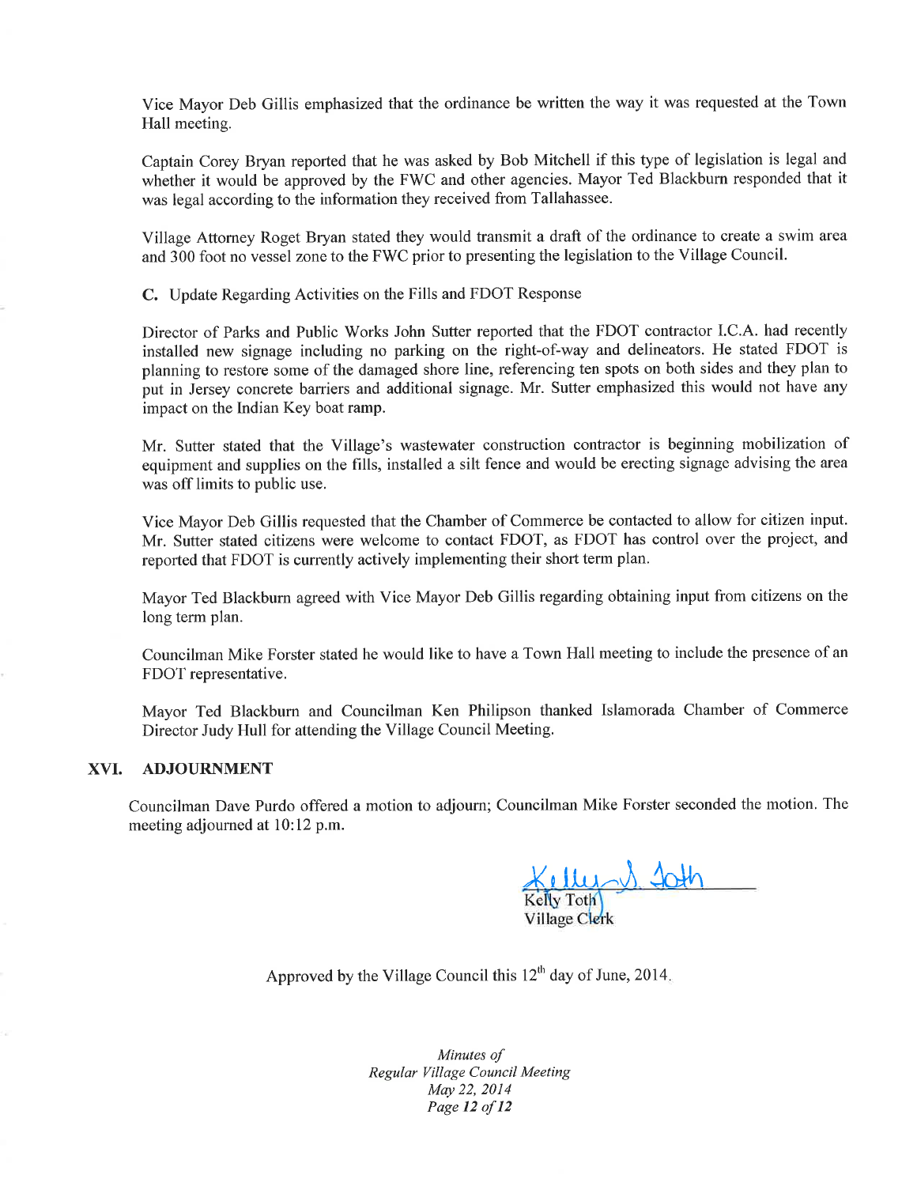Vice Mayor Deb Gillis emphasized that the ordinance be written the way it was requested at the Town Hall meeting.

Captain Corey Bryan reported that he was asked by Bob Mitchell if this type of legislation is legal and whether it would be approved by the FWC and other agencies. Mayor Ted Blackburn responded that it was legal according to the information they received from Tallahassee.

Village Attorney Roget Bryan stated they would transmit a draft of the ordinance to create a swim area and 300 foot no vessel zone to the FWC prior to presenting the legislation to the Village Council.

**C.** Update Regarding Activities on the Fills and FDOT Response

Director of Parks and Public Works John Sutter reported that the FDOT contractor I.C.A. had recently installed new signage including no parking on the right-of-way and delineators. He stated FDOT is planning to restore some of the damaged shore line, referencing ten spots on both sides and they plan to put in Jersey concrete barriers and additional signage. Mr. Sutter emphasized this would not have any impact on the Indian Key boat ramp.

Mr. Sutter stated that the Village's wastewater construction contractor is beginning mobilization of equipment and supplies on the fills, installed a silt fence and would be erecting signage advising the area was off limits to public use.

Vice Mayor Deb Gillis requested that the Chamber of Commerce be contacted to allow for citizen input. Mr. Sutter stated citizens were welcome to contact FDOT, as FDOT has control over the project, and reported that FDOT is currently actively implementing their short term plan.

Mayor Ted Blackburn agreed with Vice Mayor Deb Gillis regarding obtaining input from citizens on the long term plan.

Councilman Mike Forster stated he would like to have a Town Hall meeting to include the presence of an FDOT representative.

Mayor Ted Blackburn and Councilman Ken Philipson thanked Islamorada Chamber of Commerce Director Judy Hull for attending the Village Council Meeting.

## XVI. ADJOURNMENT

Councilman Dave Purdo offered a motion to adjourn; Councilman Mike Forster seconded the motion. The meeting adjourned at 10:12 p.m.

Kelly S. Toth

Kelly Toth
Village Clerk

Approved by the Village Council this 12th day of June, 2014.

*Minutes of*
*Regular Village Council Meeting*
*May 22, 2014*